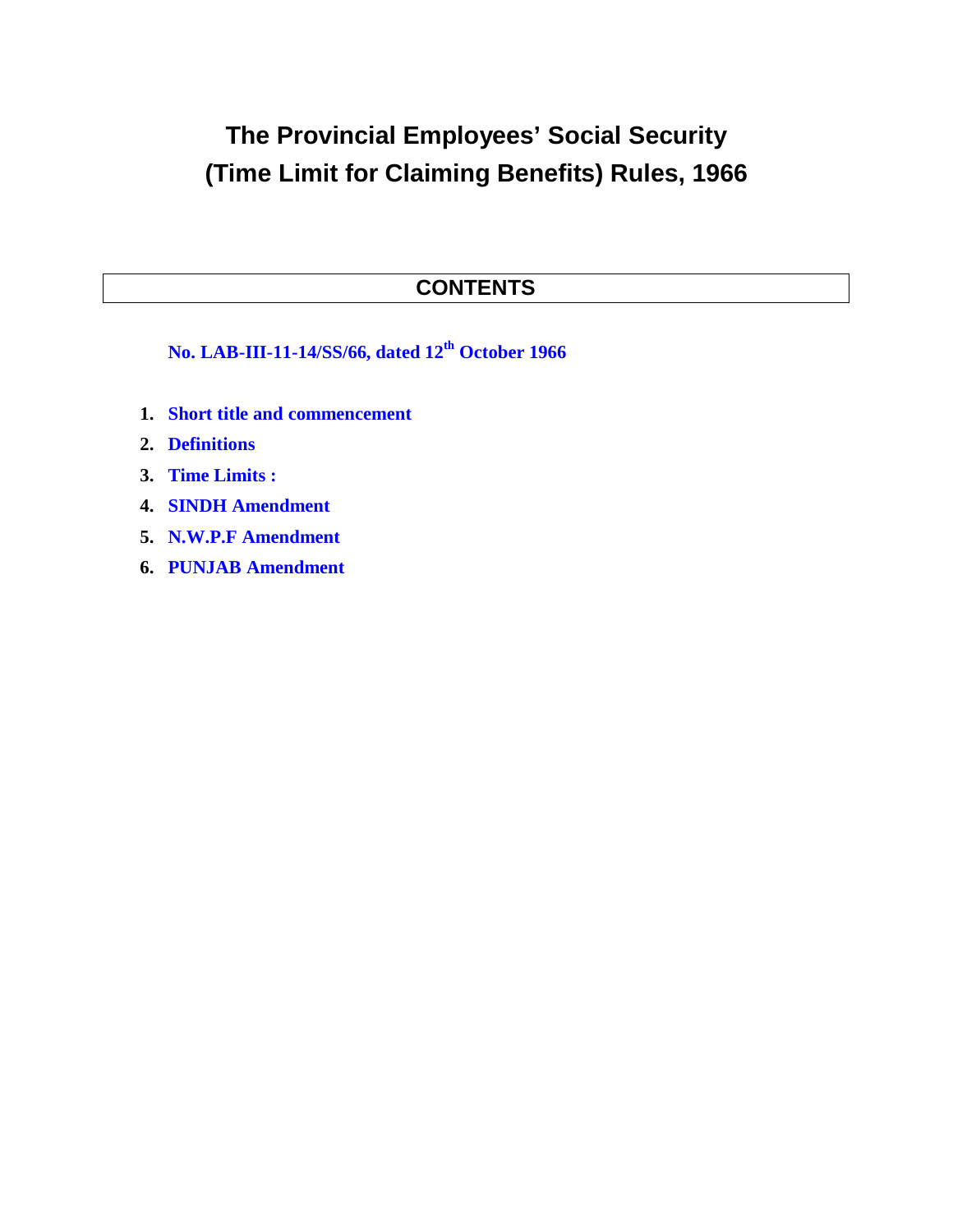# The Provincial Employees' Social Security (Time Limit for Claiming Benefits) Rules, 1966

## CONTENTS

**No. LAB-III-11-14/SS/66, dated 12th October 1966**

1. **Short title and commencement**
2. **Definitions**
3. **Time Limits :**
4. **SINDH Amendment**
5. **N.W.P.F Amendment**
6. **PUNJAB Amendment**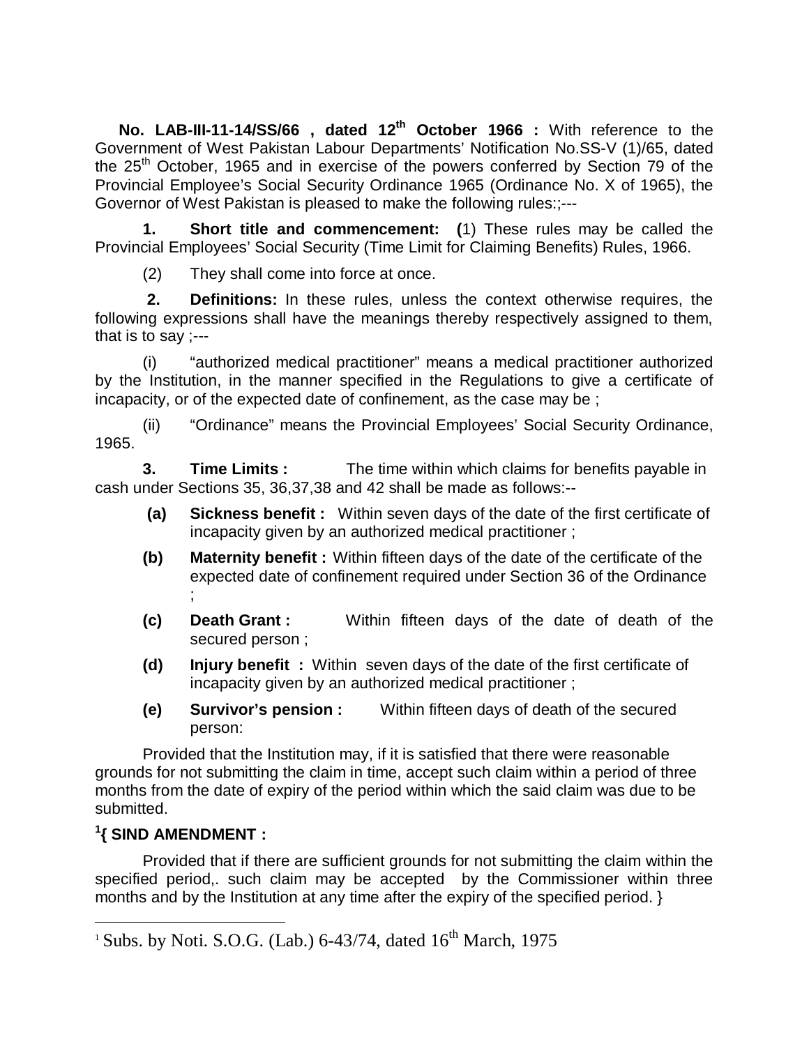**No. LAB-III-11-14/SS/66 , dated 12th October 1966 :** With reference to the Government of West Pakistan Labour Departments' Notification No.SS-V (1)/65, dated the 25th October, 1965 and in exercise of the powers conferred by Section 79 of the Provincial Employee's Social Security Ordinance 1965 (Ordinance No. X of 1965), the Governor of West Pakistan is pleased to make the following rules:;---

**1. Short title and commencement: (**1) These rules may be called the Provincial Employees' Social Security (Time Limit for Claiming Benefits) Rules, 1966.

(2) They shall come into force at once.

**2. Definitions:** In these rules, unless the context otherwise requires, the following expressions shall have the meanings thereby respectively assigned to them, that is to say ;---

(i) "authorized medical practitioner" means a medical practitioner authorized by the Institution, in the manner specified in the Regulations to give a certificate of incapacity, or of the expected date of confinement, as the case may be ;

(ii) "Ordinance" means the Provincial Employees' Social Security Ordinance, 1965.

**3. Time Limits :** The time within which claims for benefits payable in cash under Sections 35, 36,37,38 and 42 shall be made as follows:--

**(a) Sickness benefit :** Within seven days of the date of the first certificate of incapacity given by an authorized medical practitioner ;

**(b) Maternity benefit :** Within fifteen days of the date of the certificate of the expected date of confinement required under Section 36 of the Ordinance ;

**(c) Death Grant :** Within fifteen days of the date of death of the secured person ;

**(d) Injury benefit :** Within seven days of the date of the first certificate of incapacity given by an authorized medical practitioner ;

**(e) Survivor's pension :** Within fifteen days of death of the secured person:

Provided that the Institution may, if it is satisfied that there were reasonable grounds for not submitting the claim in time, accept such claim within a period of three months from the date of expiry of the period within which the said claim was due to be submitted.

**[1]{ SIND AMENDMENT :**

Provided that if there are sufficient grounds for not submitting the claim within the specified period,. such claim may be accepted by the Commissioner within three months and by the Institution at any time after the expiry of the specified period. }

---

[1] Subs. by Noti. S.O.G. (Lab.) 6-43/74, dated 16th March, 1975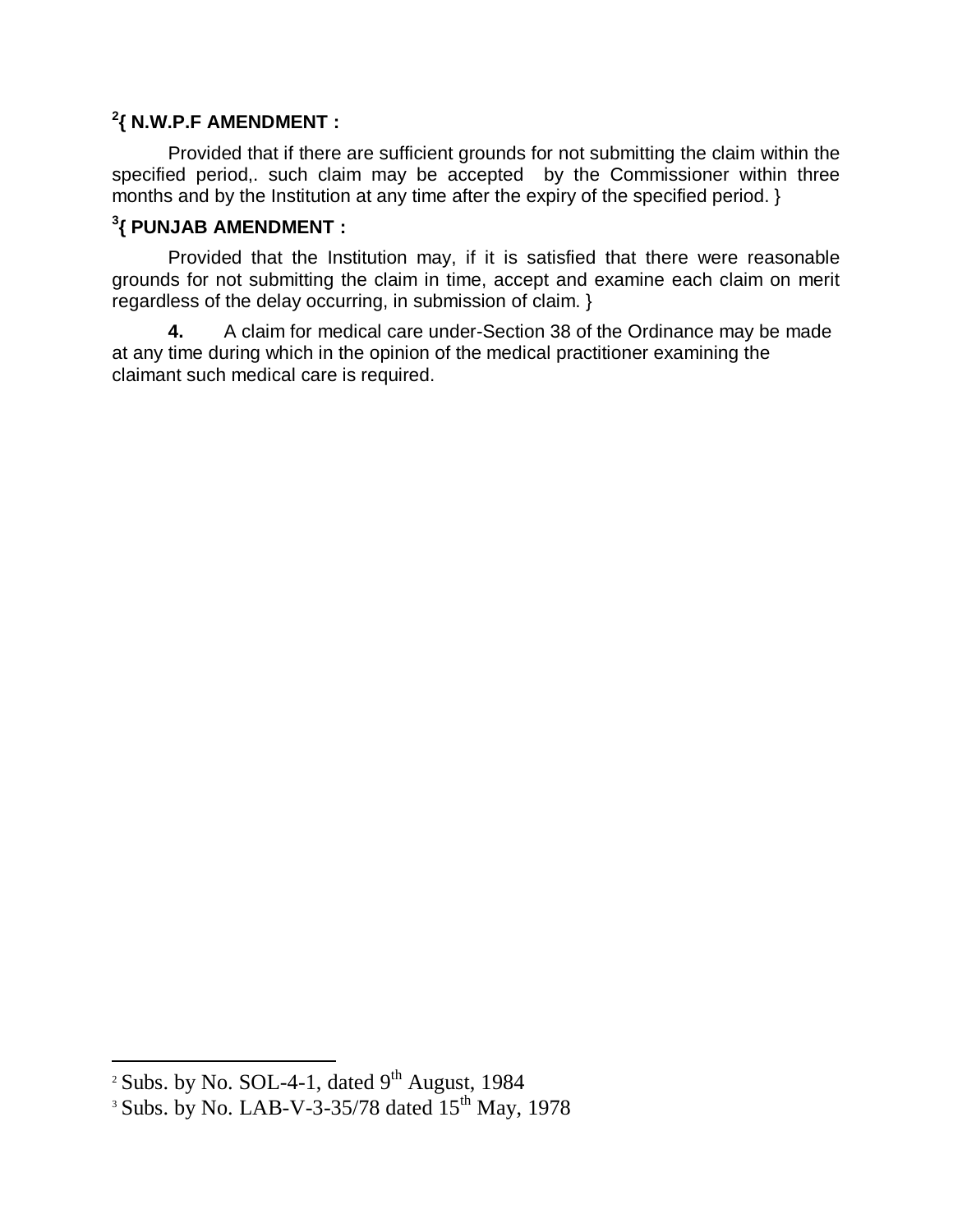[2]{ **N.W.P.F AMENDMENT :**

Provided that if there are sufficient grounds for not submitting the claim within the specified period,. such claim may be accepted by the Commissioner within three months and by the Institution at any time after the expiry of the specified period. }

[3]{ **PUNJAB AMENDMENT :**

Provided that the Institution may, if it is satisfied that there were reasonable grounds for not submitting the claim in time, accept and examine each claim on merit regardless of the delay occurring, in submission of claim. }

**4.** A claim for medical care under-Section 38 of the Ordinance may be made at any time during which in the opinion of the medical practitioner examining the claimant such medical care is required.

---

[2] Subs. by No. SOL-4-1, dated 9th August, 1984

[3] Subs. by No. LAB-V-3-35/78 dated 15th May, 1978